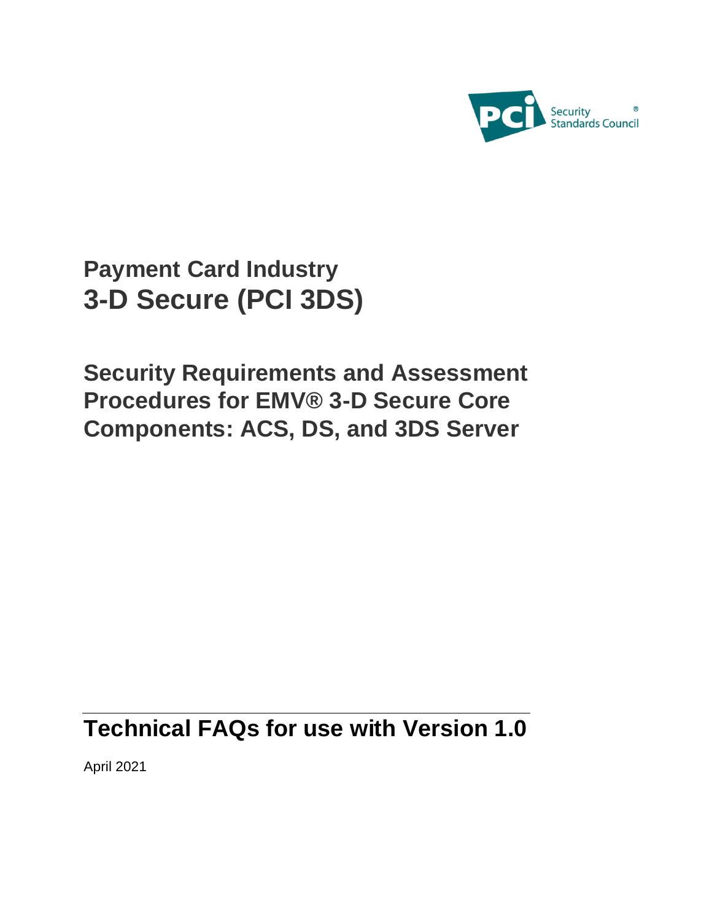Security Standards Council

# Payment Card Industry
# 3-D Secure (PCI 3DS)

## Security Requirements and Assessment Procedures for EMV® 3-D Secure Core Components: ACS, DS, and 3DS Server

## Technical FAQs for use with Version 1.0

April 2021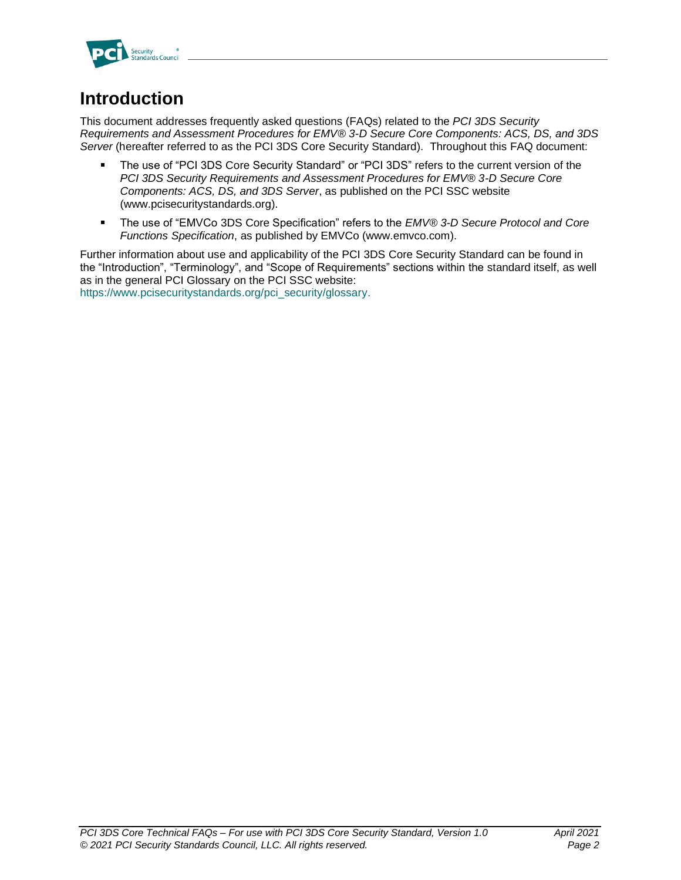# Introduction

This document addresses frequently asked questions (FAQs) related to the *PCI 3DS Security Requirements and Assessment Procedures for EMV® 3-D Secure Core Components: ACS, DS, and 3DS Server* (hereafter referred to as the PCI 3DS Core Security Standard). Throughout this FAQ document:

- The use of "PCI 3DS Core Security Standard" or "PCI 3DS" refers to the current version of the *PCI 3DS Security Requirements and Assessment Procedures for EMV® 3-D Secure Core Components: ACS, DS, and 3DS Server*, as published on the PCI SSC website (www.pcisecuritystandards.org).
- The use of "EMVCo 3DS Core Specification" refers to the *EMV® 3-D Secure Protocol and Core Functions Specification*, as published by EMVCo (www.emvco.com).

Further information about use and applicability of the PCI 3DS Core Security Standard can be found in the "Introduction", "Terminology", and "Scope of Requirements" sections within the standard itself, as well as in the general PCI Glossary on the PCI SSC website: https://www.pcisecuritystandards.org/pci_security/glossary.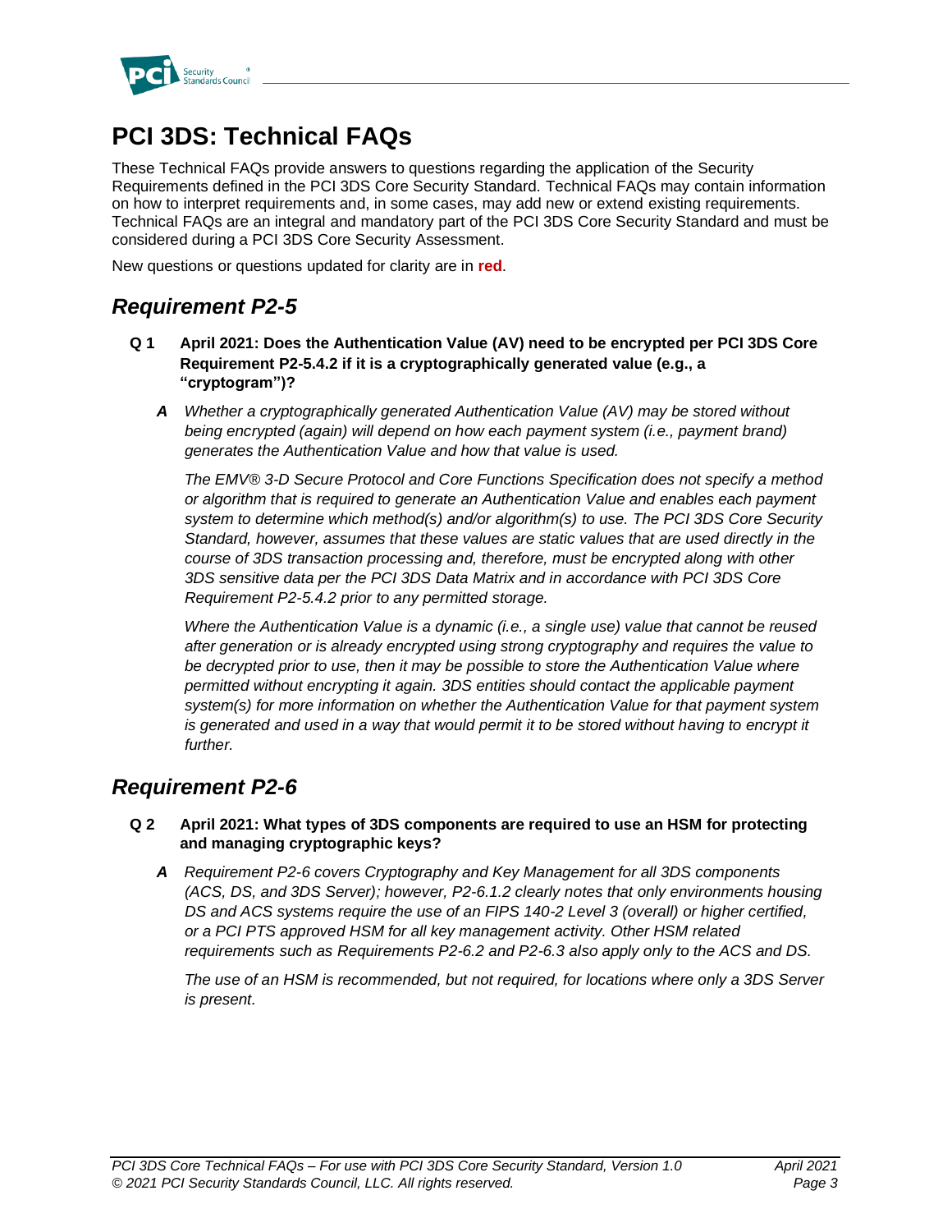# PCI 3DS: Technical FAQs

These Technical FAQs provide answers to questions regarding the application of the Security Requirements defined in the PCI 3DS Core Security Standard. Technical FAQs may contain information on how to interpret requirements and, in some cases, may add new or extend existing requirements. Technical FAQs are an integral and mandatory part of the PCI 3DS Core Security Standard and must be considered during a PCI 3DS Core Security Assessment.

New questions or questions updated for clarity are in **red**.

## *Requirement P2-5*

**Q 1 April 2021: Does the Authentication Value (AV) need to be encrypted per PCI 3DS Core Requirement P2-5.4.2 if it is a cryptographically generated value (e.g., a "cryptogram")?**

***A*** *Whether a cryptographically generated Authentication Value (AV) may be stored without being encrypted (again) will depend on how each payment system (i.e., payment brand) generates the Authentication Value and how that value is used.*

*The EMV® 3-D Secure Protocol and Core Functions Specification does not specify a method or algorithm that is required to generate an Authentication Value and enables each payment system to determine which method(s) and/or algorithm(s) to use. The PCI 3DS Core Security Standard, however, assumes that these values are static values that are used directly in the course of 3DS transaction processing and, therefore, must be encrypted along with other 3DS sensitive data per the PCI 3DS Data Matrix and in accordance with PCI 3DS Core Requirement P2-5.4.2 prior to any permitted storage.*

*Where the Authentication Value is a dynamic (i.e., a single use) value that cannot be reused after generation or is already encrypted using strong cryptography and requires the value to be decrypted prior to use, then it may be possible to store the Authentication Value where permitted without encrypting it again. 3DS entities should contact the applicable payment system(s) for more information on whether the Authentication Value for that payment system is generated and used in a way that would permit it to be stored without having to encrypt it further.*

## *Requirement P2-6*

**Q 2 April 2021: What types of 3DS components are required to use an HSM for protecting and managing cryptographic keys?**

***A*** *Requirement P2-6 covers Cryptography and Key Management for all 3DS components (ACS, DS, and 3DS Server); however, P2-6.1.2 clearly notes that only environments housing DS and ACS systems require the use of an FIPS 140-2 Level 3 (overall) or higher certified, or a PCI PTS approved HSM for all key management activity. Other HSM related requirements such as Requirements P2-6.2 and P2-6.3 also apply only to the ACS and DS.*

*The use of an HSM is recommended, but not required, for locations where only a 3DS Server is present.*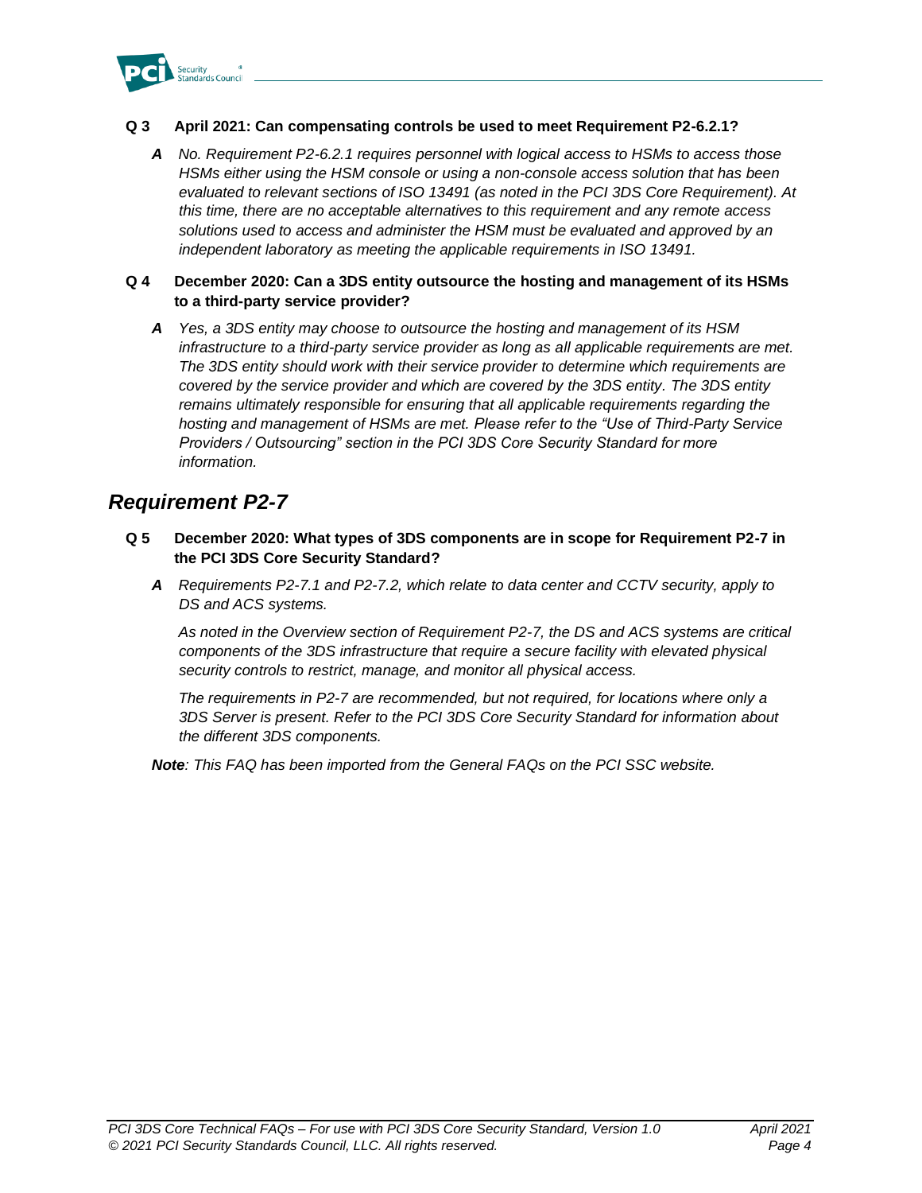**Q 3 April 2021: Can compensating controls be used to meet Requirement P2-6.2.1?**

***A*** *No. Requirement P2-6.2.1 requires personnel with logical access to HSMs to access those HSMs either using the HSM console or using a non-console access solution that has been evaluated to relevant sections of ISO 13491 (as noted in the PCI 3DS Core Requirement). At this time, there are no acceptable alternatives to this requirement and any remote access solutions used to access and administer the HSM must be evaluated and approved by an independent laboratory as meeting the applicable requirements in ISO 13491.*

**Q 4 December 2020: Can a 3DS entity outsource the hosting and management of its HSMs to a third-party service provider?**

***A*** *Yes, a 3DS entity may choose to outsource the hosting and management of its HSM infrastructure to a third-party service provider as long as all applicable requirements are met. The 3DS entity should work with their service provider to determine which requirements are covered by the service provider and which are covered by the 3DS entity. The 3DS entity remains ultimately responsible for ensuring that all applicable requirements regarding the hosting and management of HSMs are met. Please refer to the "Use of Third-Party Service Providers / Outsourcing" section in the PCI 3DS Core Security Standard for more information.*

## *Requirement P2-7*

**Q 5 December 2020: What types of 3DS components are in scope for Requirement P2-7 in the PCI 3DS Core Security Standard?**

***A*** *Requirements P2-7.1 and P2-7.2, which relate to data center and CCTV security, apply to DS and ACS systems.*

*As noted in the Overview section of Requirement P2-7, the DS and ACS systems are critical components of the 3DS infrastructure that require a secure facility with elevated physical security controls to restrict, manage, and monitor all physical access.*

*The requirements in P2-7 are recommended, but not required, for locations where only a 3DS Server is present. Refer to the PCI 3DS Core Security Standard for information about the different 3DS components.*

***Note**: This FAQ has been imported from the General FAQs on the PCI SSC website.*